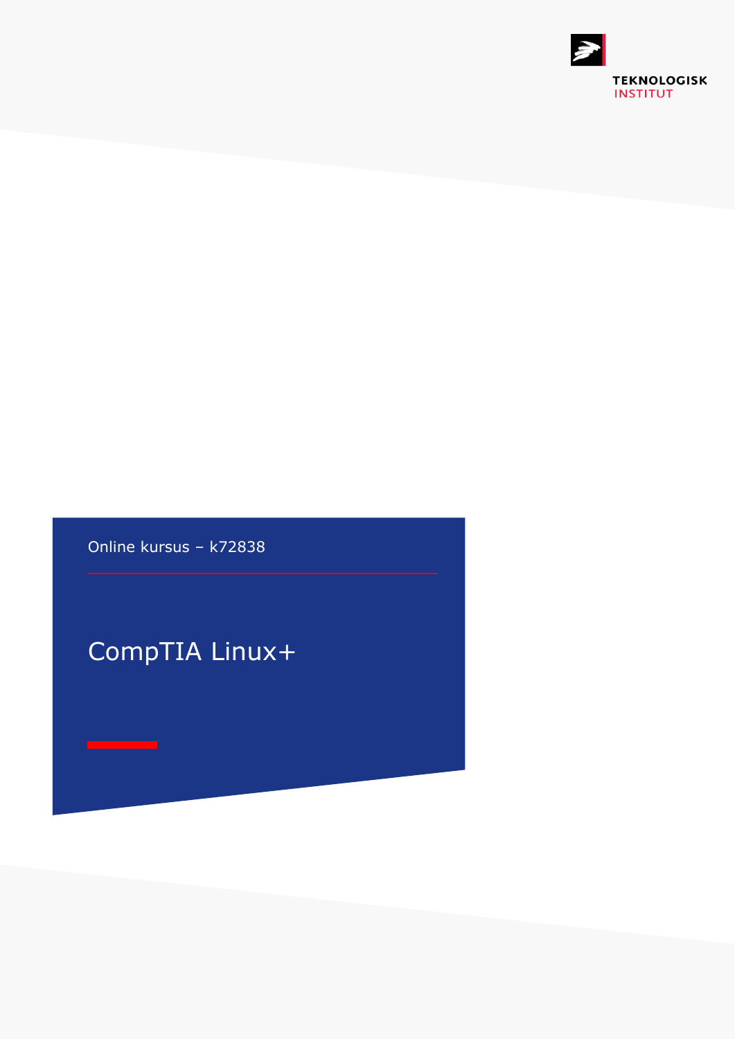TEKNOLOGISK INSTITUT

Online kursus – k72838

# CompTIA Linux+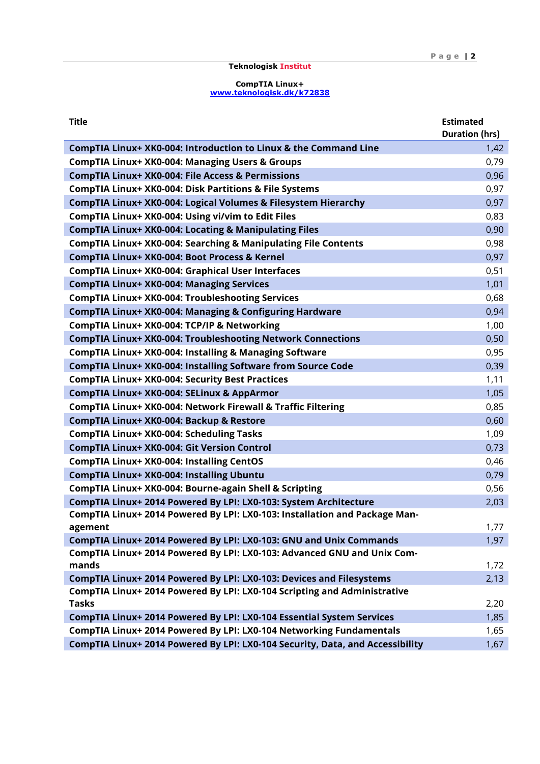**Teknologisk Institut**

**CompTIA Linux+**
[www.teknologisk.dk/k72838](http://www.teknologisk.dk/k72838)

| Title | Estimated Duration (hrs) |
|---|---|
| **CompTIA Linux+ XK0-004: Introduction to Linux & the Command Line** | 1,42 |
| **CompTIA Linux+ XK0-004: Managing Users & Groups** | 0,79 |
| **CompTIA Linux+ XK0-004: File Access & Permissions** | 0,96 |
| **CompTIA Linux+ XK0-004: Disk Partitions & File Systems** | 0,97 |
| **CompTIA Linux+ XK0-004: Logical Volumes & Filesystem Hierarchy** | 0,97 |
| **CompTIA Linux+ XK0-004: Using vi/vim to Edit Files** | 0,83 |
| **CompTIA Linux+ XK0-004: Locating & Manipulating Files** | 0,90 |
| **CompTIA Linux+ XK0-004: Searching & Manipulating File Contents** | 0,98 |
| **CompTIA Linux+ XK0-004: Boot Process & Kernel** | 0,97 |
| **CompTIA Linux+ XK0-004: Graphical User Interfaces** | 0,51 |
| **CompTIA Linux+ XK0-004: Managing Services** | 1,01 |
| **CompTIA Linux+ XK0-004: Troubleshooting Services** | 0,68 |
| **CompTIA Linux+ XK0-004: Managing & Configuring Hardware** | 0,94 |
| **CompTIA Linux+ XK0-004: TCP/IP & Networking** | 1,00 |
| **CompTIA Linux+ XK0-004: Troubleshooting Network Connections** | 0,50 |
| **CompTIA Linux+ XK0-004: Installing & Managing Software** | 0,95 |
| **CompTIA Linux+ XK0-004: Installing Software from Source Code** | 0,39 |
| **CompTIA Linux+ XK0-004: Security Best Practices** | 1,11 |
| **CompTIA Linux+ XK0-004: SELinux & AppArmor** | 1,05 |
| **CompTIA Linux+ XK0-004: Network Firewall & Traffic Filtering** | 0,85 |
| **CompTIA Linux+ XK0-004: Backup & Restore** | 0,60 |
| **CompTIA Linux+ XK0-004: Scheduling Tasks** | 1,09 |
| **CompTIA Linux+ XK0-004: Git Version Control** | 0,73 |
| **CompTIA Linux+ XK0-004: Installing CentOS** | 0,46 |
| **CompTIA Linux+ XK0-004: Installing Ubuntu** | 0,79 |
| **CompTIA Linux+ XK0-004: Bourne-again Shell & Scripting** | 0,56 |
| **CompTIA Linux+ 2014 Powered By LPI: LX0-103: System Architecture** | 2,03 |
| **CompTIA Linux+ 2014 Powered By LPI: LX0-103: Installation and Package Management** | 1,77 |
| **CompTIA Linux+ 2014 Powered By LPI: LX0-103: GNU and Unix Commands** | 1,97 |
| **CompTIA Linux+ 2014 Powered By LPI: LX0-103: Advanced GNU and Unix Commands** | 1,72 |
| **CompTIA Linux+ 2014 Powered By LPI: LX0-103: Devices and Filesystems** | 2,13 |
| **CompTIA Linux+ 2014 Powered By LPI: LX0-104 Scripting and Administrative Tasks** | 2,20 |
| **CompTIA Linux+ 2014 Powered By LPI: LX0-104 Essential System Services** | 1,85 |
| **CompTIA Linux+ 2014 Powered By LPI: LX0-104 Networking Fundamentals** | 1,65 |
| **CompTIA Linux+ 2014 Powered By LPI: LX0-104 Security, Data, and Accessibility** | 1,67 |